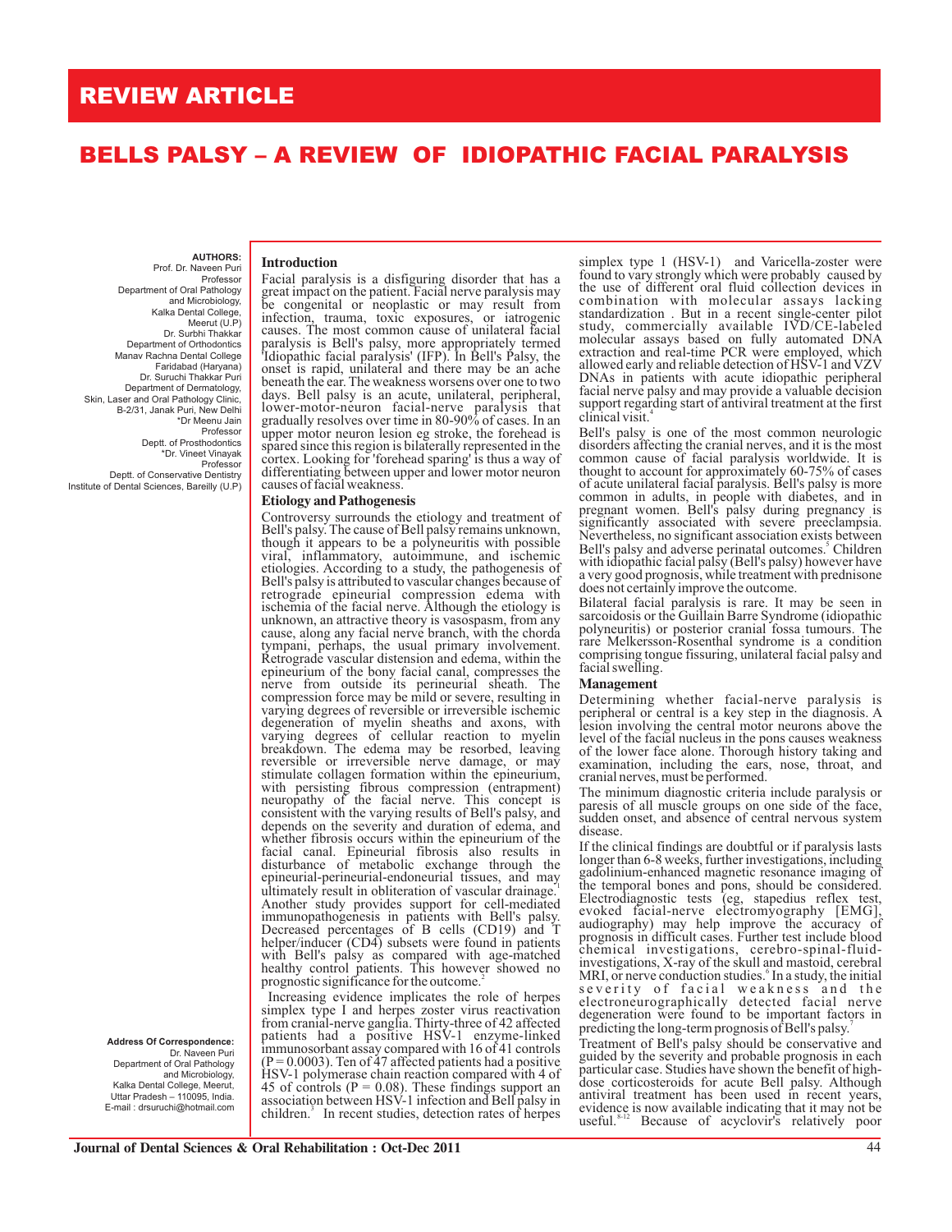# REVIEW ARTICLE

# BELLS PALSY – A REVIEW OF IDIOPATHIC FACIAL PARALYSIS

**AUTHORS:**
Prof. Dr. Naveen Puri
Professor
Department of Oral Pathology and Microbiology,
Kalka Dental College, Meerut (U.P)
Dr. Surbhi Thakkar
Department of Orthodontics
Manav Rachna Dental College
Faridabad (Haryana)
Dr. Suruchi Thakkar Puri
Department of Dermatology,
Skin, Laser and Oral Pathology Clinic,
B-2/31, Janak Puri, New Delhi
*Dr Meenu Jain
Professor
Deptt. of Prosthodontics
*Dr. Vineet Vinayak
Professor
Deptt. of Conservative Dentistry
Institute of Dental Sciences, Bareilly (U.P)

**Address Of Correspondence:**
Dr. Naveen Puri
Department of Oral Pathology and Microbiology,
Kalka Dental College, Meerut,
Uttar Pradesh – 110095, India.
E-mail : drsuruchi@hotmail.com

## Introduction

Facial paralysis is a disfiguring disorder that has a great impact on the patient. Facial nerve paralysis may be congenital or neoplastic or may result from infection, trauma, toxic exposures, or iatrogenic causes. The most common cause of unilateral facial paralysis is Bell's palsy, more appropriately termed 'Idiopathic facial paralysis' (IFP). In Bell's Palsy, the onset is rapid, unilateral and there may be an ache beneath the ear. The weakness worsens over one to two days. Bell palsy is an acute, unilateral, peripheral, lower-motor-neuron facial-nerve paralysis that gradually resolves over time in 80-90% of cases. In an upper motor neuron lesion eg stroke, the forehead is spared since this region is bilaterally represented in the cortex. Looking for 'forehead sparing' is thus a way of differentiating between upper and lower motor neuron causes of facial weakness.

## Etiology and Pathogenesis

Controversy surrounds the etiology and treatment of Bell's palsy. The cause of Bell palsy remains unknown, though it appears to be a polyneuritis with possible viral, inflammatory, autoimmune, and ischemic etiologies. According to a study, the pathogenesis of Bell's palsy is attributed to vascular changes because of retrograde epineurial compression edema with ischemia of the facial nerve. Although the etiology is unknown, an attractive theory is vasospasm, from any cause, along any facial nerve branch, with the chorda tympani, perhaps, the usual primary involvement. Retrograde vascular distension and edema, within the epineurium of the bony facial canal, compresses the nerve from outside its perineurial sheath. The compression force may be mild or severe, resulting in varying degrees of reversible or irreversible ischemic degeneration of myelin sheaths and axons, with varying degrees of cellular reaction to myelin breakdown. The edema may be resorbed, leaving reversible or irreversible nerve damage, or may stimulate collagen formation within the epineurium, with persisting fibrous compression (entrapment) neuropathy of the facial nerve. This concept is consistent with the varying results of Bell's palsy, and depends on the severity and duration of edema, and whether fibrosis occurs within the epineurium of the facial canal. Epineurial fibrosis also results in disturbance of metabolic exchange through the epineurial-perineurial-endoneurial tissues, and may ultimately result in obliteration of vascular drainage.[1] Another study provides support for cell-mediated immunopathogenesis in patients with Bell's palsy. Decreased percentages of B cells (CD19) and T helper/inducer (CD4) subsets were found in patients with Bell's palsy as compared with age-matched healthy control patients. This however showed no prognostic significance for the outcome.[2]

Increasing evidence implicates the role of herpes simplex type I and herpes zoster virus reactivation from cranial-nerve ganglia. Thirty-three of 42 affected patients had a positive HSV-1 enzymes-linked immunosorbant assay compared with 16 of 41 controls ($P = 0.0003$). Ten of 47 affected patients had a positive HSV-1 polymerase chain reaction compared with 4 of 45 of controls ($P = 0.08$). These findings support an association between HSV-1 infection and Bell palsy in children.[3] In recent studies, detection rates of herpes simplex type 1 (HSV-1) and Varicella-zoster were found to vary strongly which were probably caused by the use of different oral fluid collection devices in combination with molecular assays lacking standardization . But in a recent single-center pilot study, commercially available IVD/CE-labeled molecular assays based on fully automated DNA extraction and real-time PCR were employed, which allowed early and reliable detection of HSV-1 and VZV DNAs in patients with acute idiopathic peripheral facial nerve palsy and may provide a valuable decision support regarding start of antiviral treatment at the first clinical visit.[4]

Bell's palsy is one of the most common neurologic disorders affecting the cranial nerves, and it is the most common cause of facial paralysis worldwide. It is thought to account for approximately 60-75% of cases of acute unilateral facial paralysis. Bell's palsy is more common in adults, in people with diabetes, and in pregnant women. Bell's palsy during pregnancy is significantly associated with severe preeclampsia. Nevertheless, no significant association exists between Bell's palsy and adverse perinatal outcomes.[5] Children with idiopathic facial palsy (Bell's palsy) however have a very good prognosis, while treatment with prednisone does not certainly improve the outcome.

Bilateral facial paralysis is rare. It may be seen in sarcoidosis or the Guillain Barre Syndrome (idiopathic polyneuritis) or posterior cranial fossa tumours. The rare Melkersson-Rosenthal syndrome is a condition comprising tongue fissuring, unilateral facial palsy and facial swelling.

## Management

Determining whether facial-nerve paralysis is peripheral or central is a key step in the diagnosis. A lesion involving the central motor neurons above the level of the facial nucleus in the pons causes weakness of the lower face alone. Thorough history taking and examination, including the ears, nose, throat, and cranial nerves, must be performed.

The minimum diagnostic criteria include paralysis or paresis of all muscle groups on one side of the face, sudden onset, and absence of central nervous system disease.

If the clinical findings are doubtful or if paralysis lasts longer than 6-8 weeks, further investigations, including gadolinium-enhanced magnetic resonance imaging of the temporal bones and pons, should be considered. Electrodiagnostic tests (eg, stapedius reflex test, evoked facial-nerve electromyography [EMG], audiography) may help improve the accuracy of prognosis in difficult cases. Further test include blood chemical investigations, cerebro-spinal-fluid-investigations, X-ray of the skull and mastoid, cerebral MRI, or nerve conduction studies.[6] In a study, the initial severity of facial weakness and the electroneurographically detected facial nerve degeneration were found to be important factors in predicting the long-term prognosis of Bell's palsy.[7]

Treatment of Bell's palsy should be conservative and guided by the severity and probable prognosis in each particular case. Studies have shown the benefit of high-dose corticosteroids for acute Bell palsy. Although antiviral treatment has been used in recent years, evidence is now available indicating that it may not be useful.[8-12] Because of acyclovir's relatively poor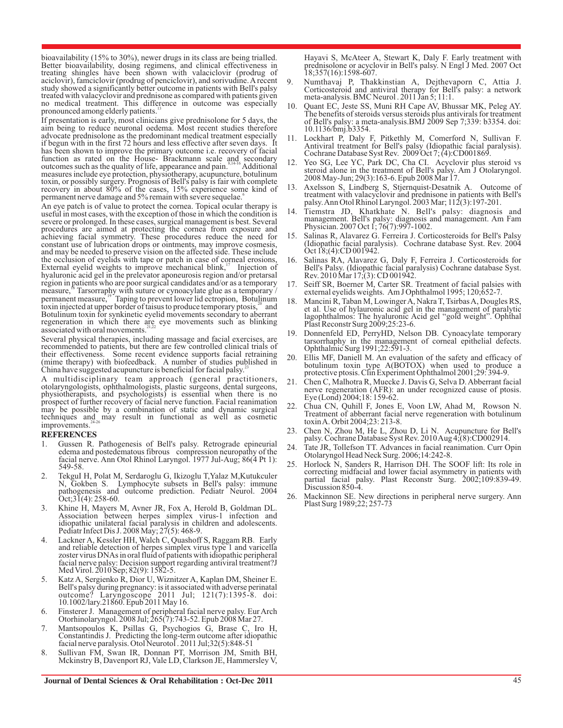bioavailability (15% to 30%), newer drugs in its class are being trialled. Better bioavailability, dosing regimens, and clinical effectiveness in treating shingles have been shown with valaciclovir (prodrug of aciclovir), famciclovir (prodrug of penciclovir), and sorivudine. A recent study showed a significantly better outcome in patients with Bell's palsy treated with valacyclovir and prednisone as compared with patients given no medical treatment. This difference in outcome was especially pronounced among elderly patients.[13]

If presentation is early, most clinicians give prednisolone for 5 days, the aim being to reduce neuronal oedema. Most recent studies therefore advocate prednisolone as the predominant medical treatment especially if begun with in the first 72 hours and less effective after seven days. It has been shown to improve the primary outcome i.e. recovery of facial function as rated on the House- Brackmann scale and secondary outcomes such as the quality of life, appearance and pain.[8,14-16] Additional measures include eye protection, physiotherapy, acupuncture, botulinum toxin, or possibly surgery. Prognosis of Bell's palsy is fair with complete recovery in about 80% of the cases, 15% experience some kind of permanent nerve damage and 5% remain with severe sequelae.[6]

An eye patch is of value to protect the cornea. Topical ocular therapy is useful in most cases, with the exception of those in which the condition is severe or prolonged. In these cases, surgical management is best. Several procedures are aimed at protecting the cornea from exposure and achieving facial symmetry. These procedures reduce the need for constant use of lubrication drops or ointments, may improve cosmesis, and may be needed to preserve vision on the affected side. These include the occlusion of eyelids with tape or patch in case of corneal erosions, External eyelid weights to improve mechanical blink,[17] Injection of hyaluronic acid gel in the prelevator aponeurosis region and/or pretarsal region in patients who are poor surgical candidates and/or as a temporary measure,[18] Tarsorraphy with suture or cynoacrylate glue as a temporary / permanent measure,[19] Taping to prevent lower lid ectropion, Botulinum toxin injected at upper border of taisus to produce temporary ptosis,[20] and Botulinum toxin for synkinetic eyelid movements secondary to aberrant regeneration in which there are eye movements such as blinking associated with oral movements.[21,22]

Several physical therapies, including massage and facial exercises, are recommended to patients, but there are few controlled clinical trials of their effectiveness. Some recent evidence supports facial retraining (mime therapy) with biofeedback. A number of studies published in China have suggested acupuncture is beneficial for facial palsy.[23]

A multidisciplinary team approach (general practitioners, otolaryngologists, ophthalmologists, plastic surgeons, dental surgeons, physiotherapists, and psychologists) is essential when there is no prospect of further recovery of facial nerve function. Facial reanimation may be possible by a combination of static and dynamic surgical techniques and may result in functional as well as cosmetic improvements.[24-26]

## REFERENCES

1. Gussen R. Pathogenesis of Bell's palsy. Retrograde epineurial edema and postedematous fibrous compression neuropathy of the facial nerve. Ann Otol Rhinol Laryngol. 1977 Jul-Aug; 86(4 Pt 1): 549-58.
2. Tekgul H, Polat M, Serdaroglu G, Ikizoglu T,Yalaz M,Kutukculer N, Gokben S. Lymphocyte subsets in Bell's palsy: immune pathogenesis and outcome prediction. Pediatr Neurol. 2004 Oct;31(4): 258-60.
3. Khine H, Mayers M, Avner JR, Fox A, Herold B, Goldman DL. Association between herpes simplex virus-1 infection and idiopathic unilateral facial paralysis in children and adolescents. Pediatr Infect Dis J. 2008 May; 27(5): 468-9.
4. Lackner A, Kessler HH, Walch C, Quashoff S, Raggam RB. Early and reliable detection of herpes simplex virus type 1 and varicella zoster virus DNAs in oral fluid of patients with idiopathic peripheral facial nerve palsy: Decision support regarding antiviral treatment?J Med Virol. 2010 Sep; 82(9): 1582-5.
5. Katz A, Sergienko R, Dior U, Wiznitzer A, Kaplan DM, Sheiner E. Bell's palsy during pregnancy: is it associated with adverse perinatal outcome? Laryngoscope 2011 Jul; 121(7):1395-8. doi: 10.1002/lary.21860. Epub 2011 May 16.
6. Finsterer J. Management of peripheral facial nerve palsy. Eur Arch Otorhinolaryngol. 2008 Jul; 265(7):743-52. Epub 2008 Mar 27.
7. Mantsopoulos K, Psillas G, Psychogios G, Brase C, Iro H, Constantindis J. Predicting the long-term outcome after idiopathic facial nerve paralysis. Otol Neurotol . 2011 Jul;32(5):848-51
8. Sullivan FM, Swan IR, Donnan PT, Morrison JM, Smith BH, Mckinstry B, Davenport RJ, Vale LD, Clarkson JE, Hammersley V, Hayavi S, McAteer A, Stewart K, Daly F. Early treatment with prednisolone or acyclovir in Bell's palsy. N Engl J Med. 2007 Oct 18;357(16):1598-607.
9. Numthavaj P, Thakkinstian A, Dejthevaporn C, Attia J. Corticosteroid and antiviral therapy for Bell's palsy: a network meta-analysis. BMC Neurol . 2011 Jan 5; 11:1.
10. Quant EC, Jeste SS, Muni RH Cape AV, Bhussar MK, Peleg AY. The benefits of steroids versus steroids plus antivirals for treatment of Bell's palsy: a meta-analysis.BMJ 2009 Sep 7;339: b3354. doi: 10.1136/bmj.b3354.
11. Lockhart P, Daly F, Pitkethly M, Comerford N, Sullivan F. Antiviral treatment for Bell's palsy (Idiopathic facial paralysis). Cochrane Database Syst Rev. 2009 Oct 7; (4):CD001869.
12. Yeo SG, Lee YC, Park DC, Cha CI. Acyclovir plus steroid vs steroid alone in the treatment of Bell's palsy. Am J Otolaryngol. 2008 May-Jun; 29(3):163-6. Epub 2008 Mar 17.
13. Axelsson S, Lindberg S, Stjernquist-Desatnik A. Outcome of treatment with valacyclovir and prednisone in patients with Bell's palsy. Ann Otol Rhinol Laryngol. 2003 Mar; 112(3):197-201.
14. Tiemstra JD, Khatkhate N. Bell's palsy: diagnosis and management. Bell's palsy: diagnosis and management. Am Fam Physician. 2007 Oct 1; 76(7):997-1002.
15. Salinas R, Alavarez G. Ferreira J. Corticosteroids for Bell's Palsy (Idiopathic facial paralysis). Cochrane database Syst. Rev. 2004 Oct 18;(4):CD 001942.
16. Salinas RA, Alavarez G, Daly F, Ferreira J. Corticosteroids for Bell's Palsy. (Idiopathic facial paralysis) Cochrane database Syst. Rev. 2010 Mar 17;(3): CD 001942.
17. Seiff SR, Boerner M, Carter SR. Treatment of facial palsies with external eyelids weights. Am J Ophthalmol 1995; 120;652-7.
18. Mancini R, Taban M, Lowinger A, Nakra T, Tsirbas A, Dougles RS, et al. Use of hylauronic acid gel in the management of paralytic lagophthalmos: The hyaluronic Acid gel "gold weight". Ophthal Plast Reconstr Surg 2009;25:23-6.
19. Donnenfeld ED, PerryHD, Nelson DB. Cynoacylate temporary tarsorrhaphy in the management of corneal epithelial defects. Ophthalmic Surg 1991;22:591-3.
20. Ellis MF, Daniell M. An evaluation of the safety and efficacy of botulinum toxin type A(BOTOX) when used to produce a protective ptosis. Clin Experiment Ophthalmol 2001;29: 394-9.
21. Chen C, Malhotra R, Muecke J. Davis G, Selva D. Abberrant facial nerve regeneration (AFR): an under recognized cause of ptosis. Eye (Lond) 2004;18: 159-62.
22. Chua CN, Quhill F, Jones E, Voon LW, Ahad M, Rowson N. Treatment of abberrant facial nerve regeneration with botulinum toxin A. Orbit 2004;23: 213-8.
23. Chen N, Zhou M, He L, Zhou D, Li N. Acupuncture for Bell's palsy. Cochrane Database Syst Rev. 2010 Aug 4;(8):CD002914.
24. Tate JR, Tollefson TT. Advances in facial reanimation. Curr Opin Otolaryngol Head Neck Surg. 2006;14:242-8.
25. Horlock N, Sanders R, Harrison DH. The SOOF lift: Its role in correcting midfacial and lower facial asymmetry in patients with partial facial palsy. Plast Reconstr Surg. 2002;109:839-49. Discussion 850-4.
26. Mackinnon SE. New directions in peripheral nerve surgery. Ann Plast Surg 1989;22; 257-73